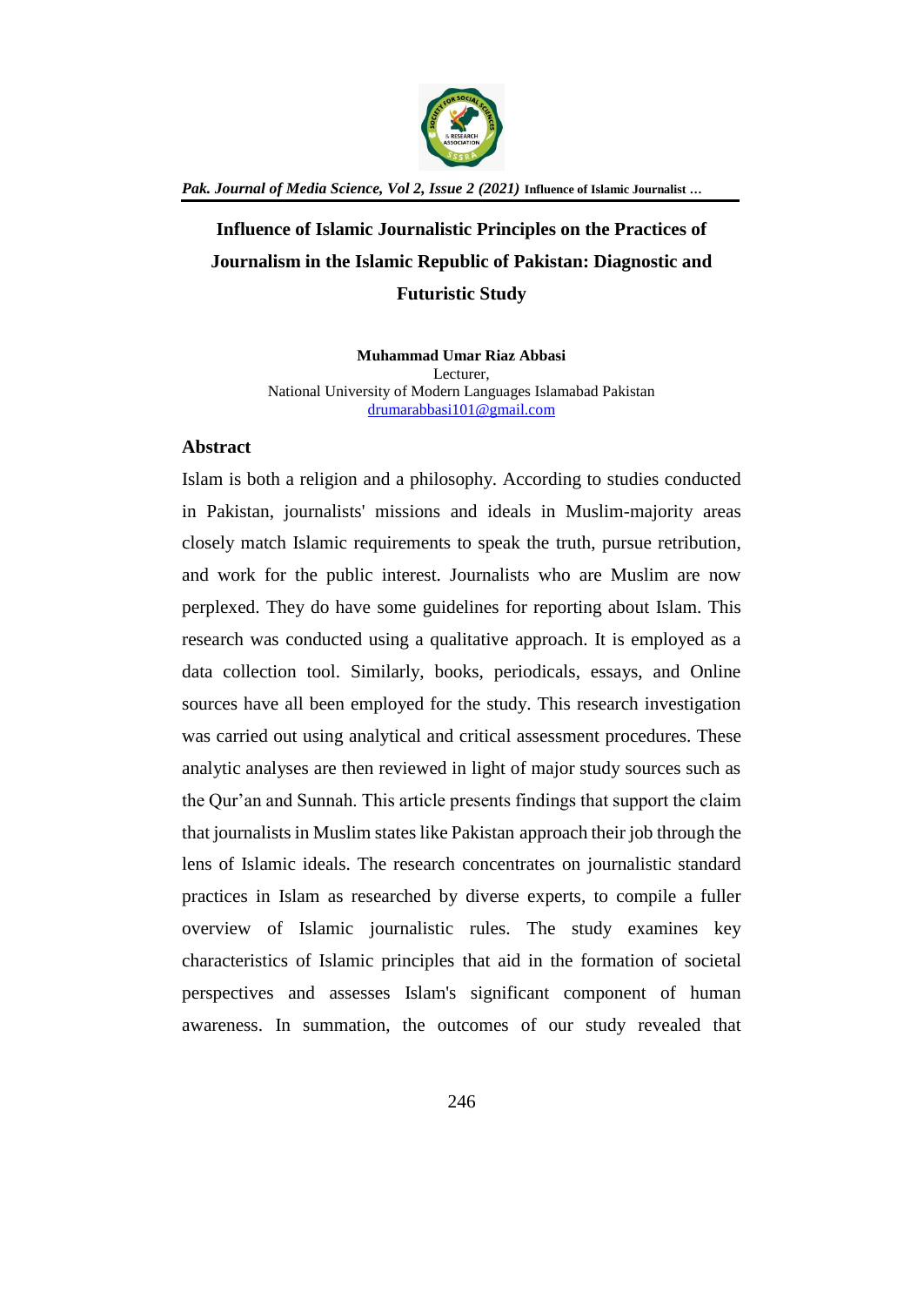# Influence of Islamic Journalistic Principles on the Practices of Journalism in the Islamic Republic of Pakistan: Diagnostic and Futuristic Study

**Muhammad Umar Riaz Abbasi**
Lecturer,
National University of Modern Languages Islamabad Pakistan
drumarabbasi101@gmail.com

## Abstract

Islam is both a religion and a philosophy. According to studies conducted in Pakistan, journalists' missions and ideals in Muslim-majority areas closely match Islamic requirements to speak the truth, pursue retribution, and work for the public interest. Journalists who are Muslim are now perplexed. They do have some guidelines for reporting about Islam. This research was conducted using a qualitative approach. It is employed as a data collection tool. Similarly, books, periodicals, essays, and Online sources have all been employed for the study. This research investigation was carried out using analytical and critical assessment procedures. These analytic analyses are then reviewed in light of major study sources such as the Qur'an and Sunnah. This article presents findings that support the claim that journalists in Muslim states like Pakistan approach their job through the lens of Islamic ideals. The research concentrates on journalistic standard practices in Islam as researched by diverse experts, to compile a fuller overview of Islamic journalistic rules. The study examines key characteristics of Islamic principles that aid in the formation of societal perspectives and assesses Islam's significant component of human awareness. In summation, the outcomes of our study revealed that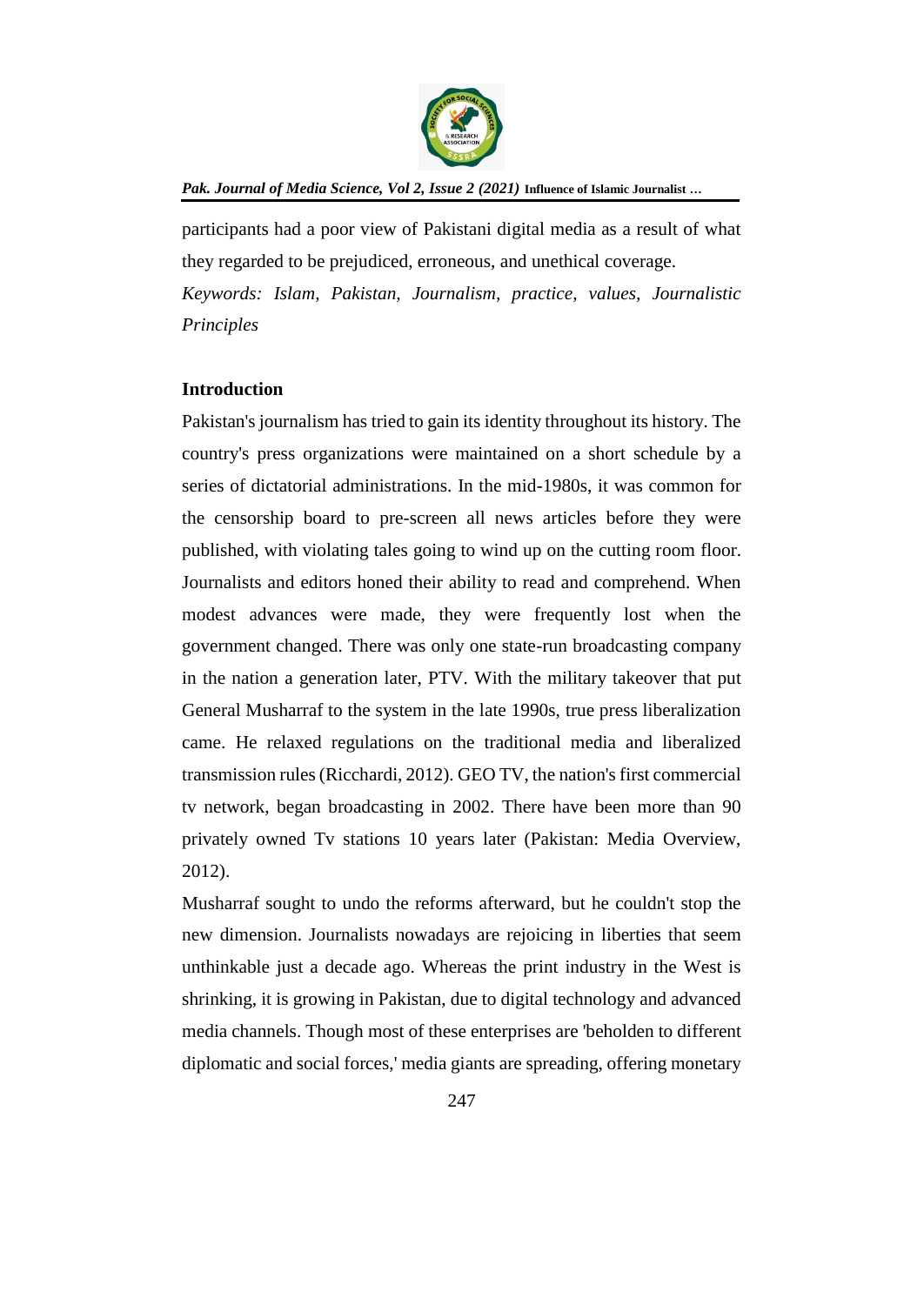participants had a poor view of Pakistani digital media as a result of what they regarded to be prejudiced, erroneous, and unethical coverage.

*Keywords: Islam, Pakistan, Journalism, practice, values, Journalistic Principles*

## Introduction

Pakistan's journalism has tried to gain its identity throughout its history. The country's press organizations were maintained on a short schedule by a series of dictatorial administrations. In the mid-1980s, it was common for the censorship board to pre-screen all news articles before they were published, with violating tales going to wind up on the cutting room floor. Journalists and editors honed their ability to read and comprehend. When modest advances were made, they were frequently lost when the government changed. There was only one state-run broadcasting company in the nation a generation later, PTV. With the military takeover that put General Musharraf to the system in the late 1990s, true press liberalization came. He relaxed regulations on the traditional media and liberalized transmission rules (Ricchardi, 2012). GEO TV, the nation's first commercial tv network, began broadcasting in 2002. There have been more than 90 privately owned Tv stations 10 years later (Pakistan: Media Overview, 2012).

Musharraf sought to undo the reforms afterward, but he couldn't stop the new dimension. Journalists nowadays are rejoicing in liberties that seem unthinkable just a decade ago. Whereas the print industry in the West is shrinking, it is growing in Pakistan, due to digital technology and advanced media channels. Though most of these enterprises are 'beholden to different diplomatic and social forces,' media giants are spreading, offering monetary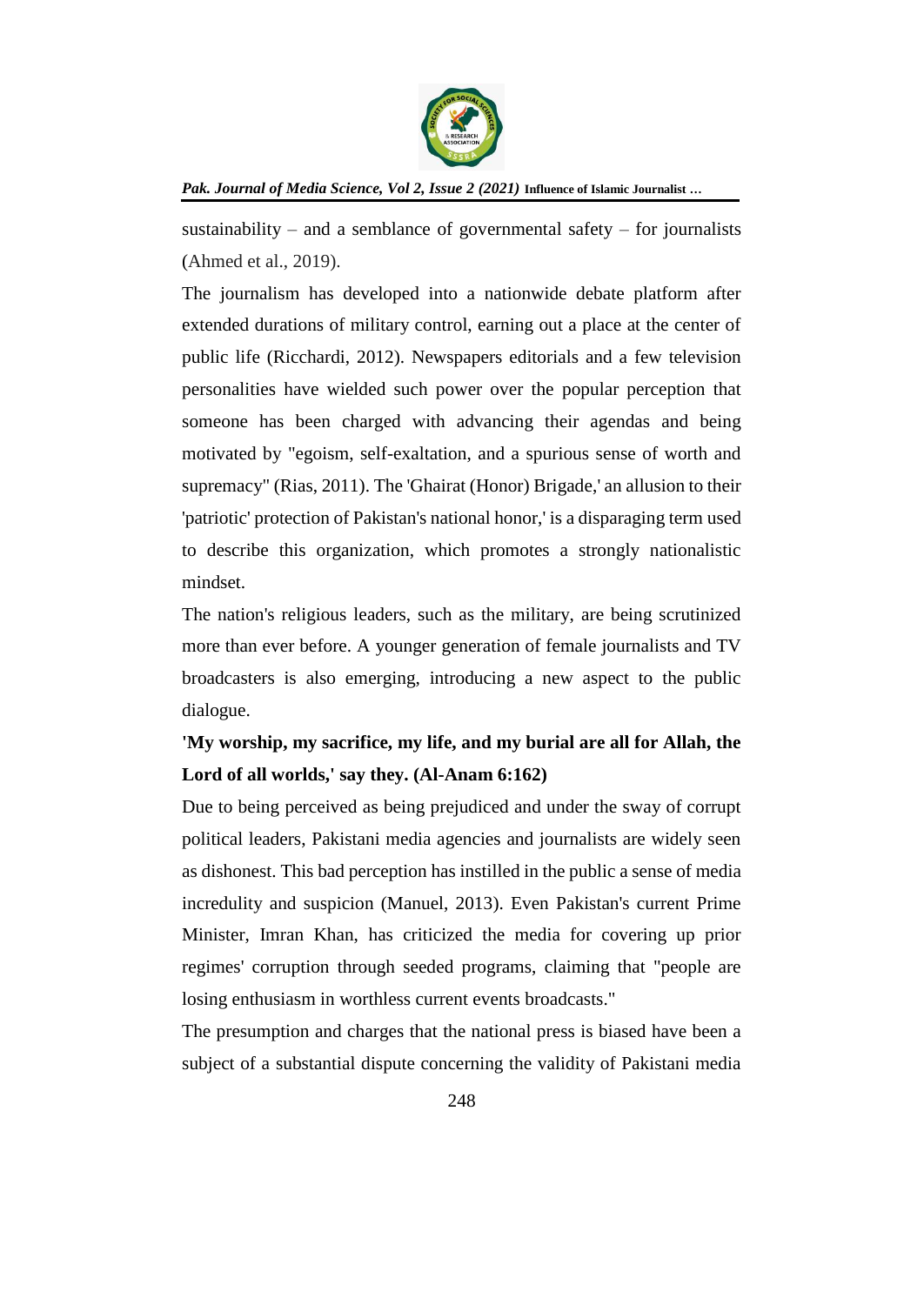sustainability – and a semblance of governmental safety – for journalists (Ahmed et al., 2019).

The journalism has developed into a nationwide debate platform after extended durations of military control, earning out a place at the center of public life (Ricchardi, 2012). Newspapers editorials and a few television personalities have wielded such power over the popular perception that someone has been charged with advancing their agendas and being motivated by "egoism, self-exaltation, and a spurious sense of worth and supremacy" (Rias, 2011). The 'Ghairat (Honor) Brigade,' an allusion to their 'patriotic' protection of Pakistan's national honor,' is a disparaging term used to describe this organization, which promotes a strongly nationalistic mindset.

The nation's religious leaders, such as the military, are being scrutinized more than ever before. A younger generation of female journalists and TV broadcasters is also emerging, introducing a new aspect to the public dialogue.

**'My worship, my sacrifice, my life, and my burial are all for Allah, the Lord of all worlds,' say they. (Al-Anam 6:162)**

Due to being perceived as being prejudiced and under the sway of corrupt political leaders, Pakistani media agencies and journalists are widely seen as dishonest. This bad perception has instilled in the public a sense of media incredulity and suspicion (Manuel, 2013). Even Pakistan's current Prime Minister, Imran Khan, has criticized the media for covering up prior regimes' corruption through seeded programs, claiming that "people are losing enthusiasm in worthless current events broadcasts."

The presumption and charges that the national press is biased have been a subject of a substantial dispute concerning the validity of Pakistani media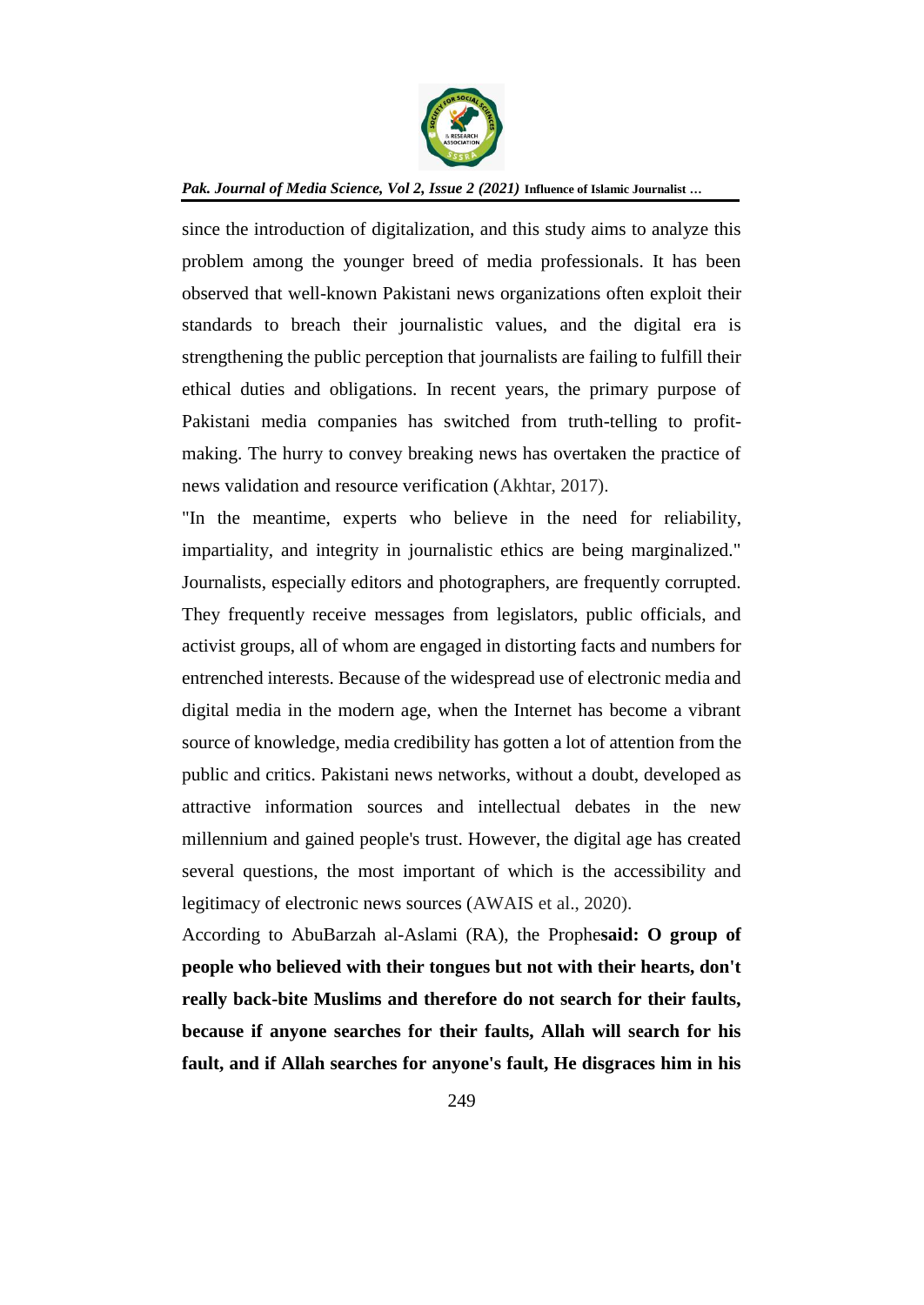since the introduction of digitalization, and this study aims to analyze this problem among the younger breed of media professionals. It has been observed that well-known Pakistani news organizations often exploit their standards to breach their journalistic values, and the digital era is strengthening the public perception that journalists are failing to fulfill their ethical duties and obligations. In recent years, the primary purpose of Pakistani media companies has switched from truth-telling to profit-making. The hurry to convey breaking news has overtaken the practice of news validation and resource verification (Akhtar, 2017).

"In the meantime, experts who believe in the need for reliability, impartiality, and integrity in journalistic ethics are being marginalized." Journalists, especially editors and photographers, are frequently corrupted. They frequently receive messages from legislators, public officials, and activist groups, all of whom are engaged in distorting facts and numbers for entrenched interests. Because of the widespread use of electronic media and digital media in the modern age, when the Internet has become a vibrant source of knowledge, media credibility has gotten a lot of attention from the public and critics. Pakistani news networks, without a doubt, developed as attractive information sources and intellectual debates in the new millennium and gained people's trust. However, the digital age has created several questions, the most important of which is the accessibility and legitimacy of electronic news sources (AWAIS et al., 2020).

According to AbuBarzah al-Aslami (RA), the Prophe**said: O group of people who believed with their tongues but not with their hearts, don't really back-bite Muslims and therefore do not search for their faults, because if anyone searches for their faults, Allah will search for his fault, and if Allah searches for anyone's fault, He disgraces him in his**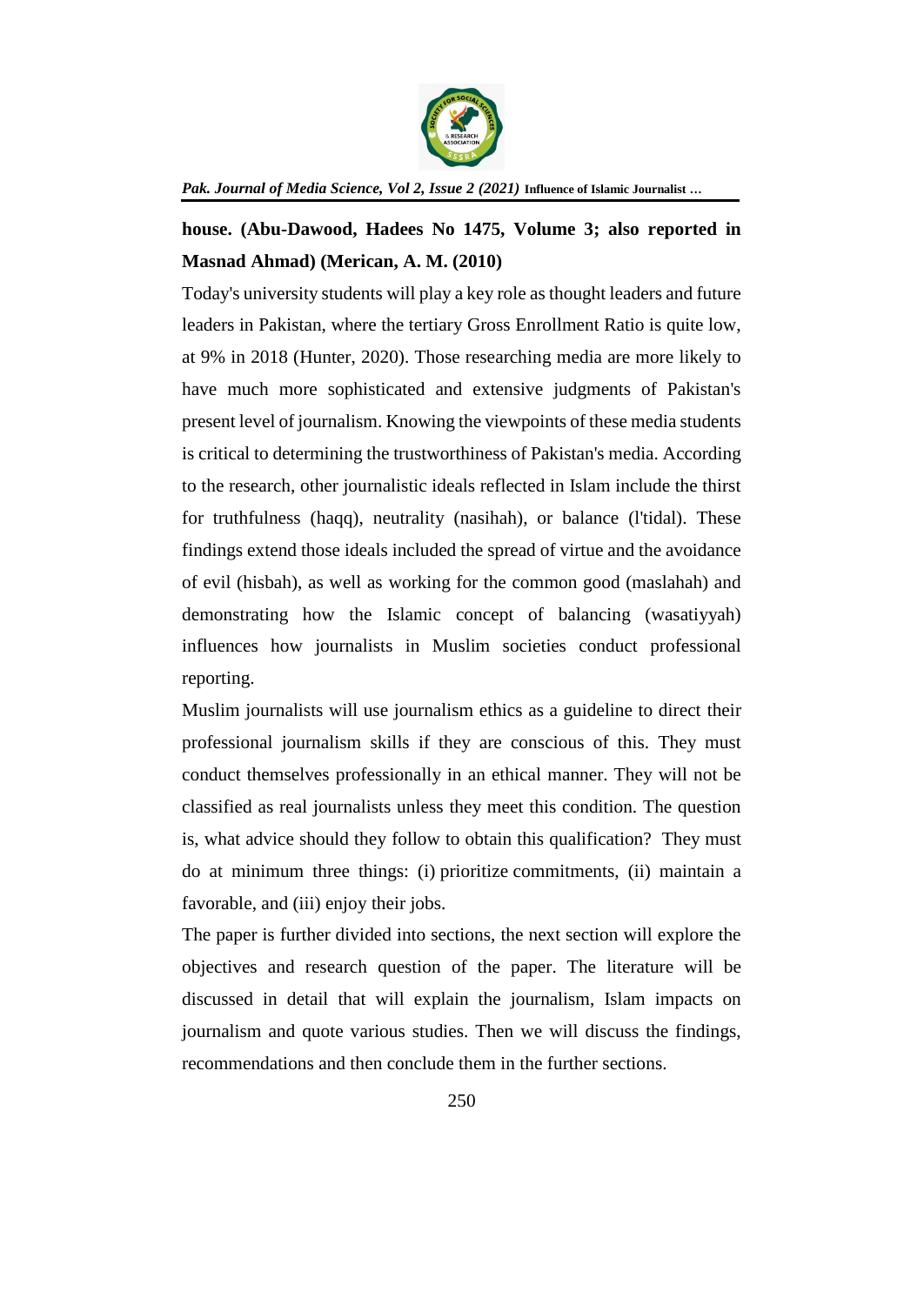**house. (Abu-Dawood, Hadees No 1475, Volume 3; also reported in Masnad Ahmad) (Merican, A. M. (2010)**

Today's university students will play a key role as thought leaders and future leaders in Pakistan, where the tertiary Gross Enrollment Ratio is quite low, at 9% in 2018 (Hunter, 2020). Those researching media are more likely to have much more sophisticated and extensive judgments of Pakistan's present level of journalism. Knowing the viewpoints of these media students is critical to determining the trustworthiness of Pakistan's media. According to the research, other journalistic ideals reflected in Islam include the thirst for truthfulness (haqq), neutrality (nasihah), or balance (l'tidal). These findings extend those ideals included the spread of virtue and the avoidance of evil (hisbah), as well as working for the common good (maslahah) and demonstrating how the Islamic concept of balancing (wasatiyyah) influences how journalists in Muslim societies conduct professional reporting.

Muslim journalists will use journalism ethics as a guideline to direct their professional journalism skills if they are conscious of this. They must conduct themselves professionally in an ethical manner. They will not be classified as real journalists unless they meet this condition. The question is, what advice should they follow to obtain this qualification? They must do at minimum three things: (i) prioritize commitments, (ii) maintain a favorable, and (iii) enjoy their jobs.

The paper is further divided into sections, the next section will explore the objectives and research question of the paper. The literature will be discussed in detail that will explain the journalism, Islam impacts on journalism and quote various studies. Then we will discuss the findings, recommendations and then conclude them in the further sections.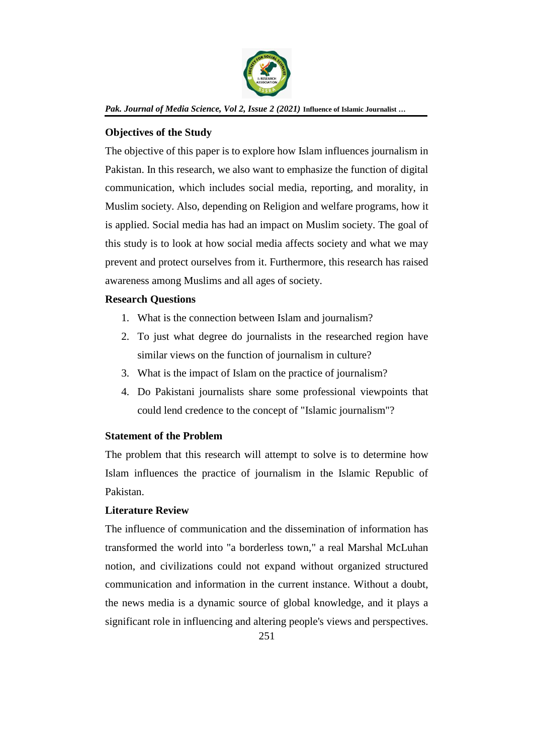## Objectives of the Study

The objective of this paper is to explore how Islam influences journalism in Pakistan. In this research, we also want to emphasize the function of digital communication, which includes social media, reporting, and morality, in Muslim society. Also, depending on Religion and welfare programs, how it is applied. Social media has had an impact on Muslim society. The goal of this study is to look at how social media affects society and what we may prevent and protect ourselves from it. Furthermore, this research has raised awareness among Muslims and all ages of society.

## Research Questions

1. What is the connection between Islam and journalism?
2. To just what degree do journalists in the researched region have similar views on the function of journalism in culture?
3. What is the impact of Islam on the practice of journalism?
4. Do Pakistani journalists share some professional viewpoints that could lend credence to the concept of "Islamic journalism"?

## Statement of the Problem

The problem that this research will attempt to solve is to determine how Islam influences the practice of journalism in the Islamic Republic of Pakistan.

## Literature Review

The influence of communication and the dissemination of information has transformed the world into "a borderless town," a real Marshal McLuhan notion, and civilizations could not expand without organized structured communication and information in the current instance. Without a doubt, the news media is a dynamic source of global knowledge, and it plays a significant role in influencing and altering people's views and perspectives.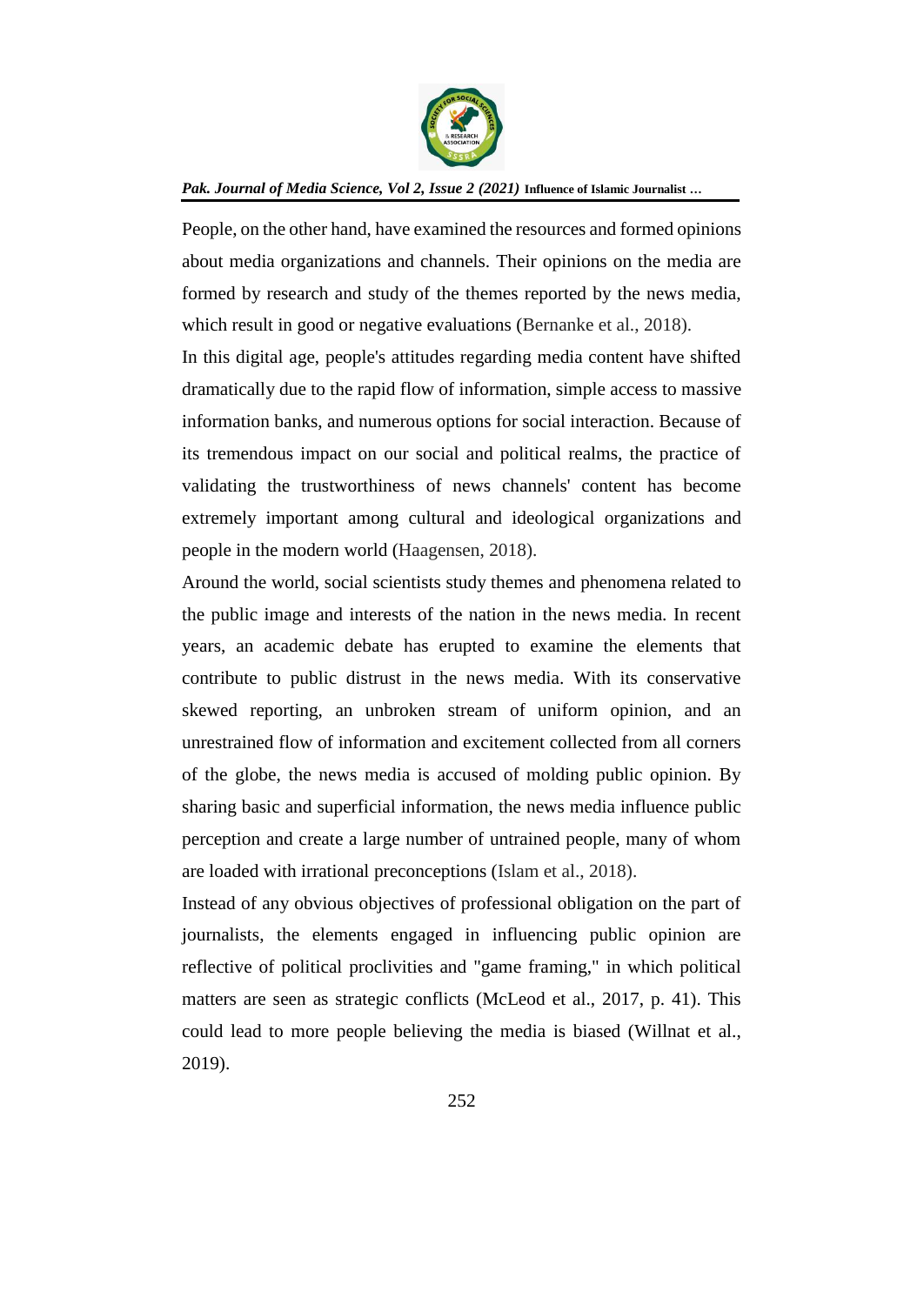People, on the other hand, have examined the resources and formed opinions about media organizations and channels. Their opinions on the media are formed by research and study of the themes reported by the news media, which result in good or negative evaluations (Bernanke et al., 2018).

In this digital age, people's attitudes regarding media content have shifted dramatically due to the rapid flow of information, simple access to massive information banks, and numerous options for social interaction. Because of its tremendous impact on our social and political realms, the practice of validating the trustworthiness of news channels' content has become extremely important among cultural and ideological organizations and people in the modern world (Haagensen, 2018).

Around the world, social scientists study themes and phenomena related to the public image and interests of the nation in the news media. In recent years, an academic debate has erupted to examine the elements that contribute to public distrust in the news media. With its conservative skewed reporting, an unbroken stream of uniform opinion, and an unrestrained flow of information and excitement collected from all corners of the globe, the news media is accused of molding public opinion. By sharing basic and superficial information, the news media influence public perception and create a large number of untrained people, many of whom are loaded with irrational preconceptions (Islam et al., 2018).

Instead of any obvious objectives of professional obligation on the part of journalists, the elements engaged in influencing public opinion are reflective of political proclivities and "game framing," in which political matters are seen as strategic conflicts (McLeod et al., 2017, p. 41). This could lead to more people believing the media is biased (Willnat et al., 2019).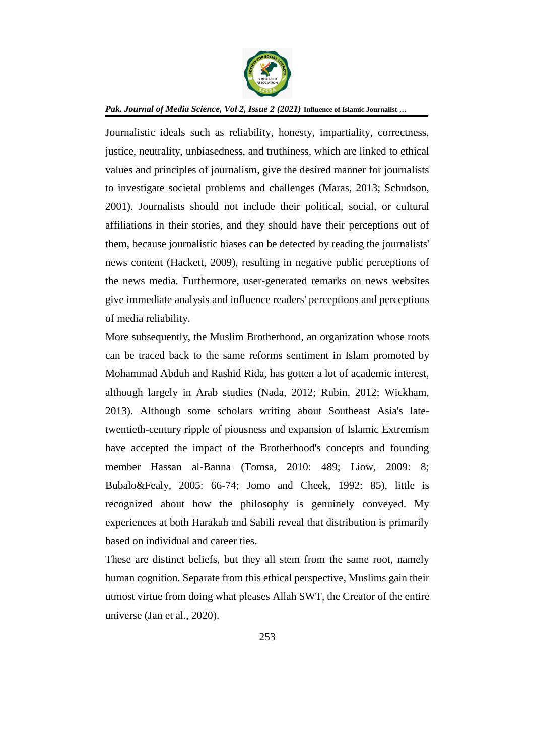Journalistic ideals such as reliability, honesty, impartiality, correctness, justice, neutrality, unbiasedness, and truthiness, which are linked to ethical values and principles of journalism, give the desired manner for journalists to investigate societal problems and challenges (Maras, 2013; Schudson, 2001). Journalists should not include their political, social, or cultural affiliations in their stories, and they should have their perceptions out of them, because journalistic biases can be detected by reading the journalists' news content (Hackett, 2009), resulting in negative public perceptions of the news media. Furthermore, user-generated remarks on news websites give immediate analysis and influence readers' perceptions and perceptions of media reliability.

More subsequently, the Muslim Brotherhood, an organization whose roots can be traced back to the same reforms sentiment in Islam promoted by Mohammad Abduh and Rashid Rida, has gotten a lot of academic interest, although largely in Arab studies (Nada, 2012; Rubin, 2012; Wickham, 2013). Although some scholars writing about Southeast Asia's late-twentieth-century ripple of piousness and expansion of Islamic Extremism have accepted the impact of the Brotherhood's concepts and founding member Hassan al-Banna (Tomsa, 2010: 489; Liow, 2009: 8; Bubalo&Fealy, 2005: 66-74; Jomo and Cheek, 1992: 85), little is recognized about how the philosophy is genuinely conveyed. My experiences at both Harakah and Sabili reveal that distribution is primarily based on individual and career ties.

These are distinct beliefs, but they all stem from the same root, namely human cognition. Separate from this ethical perspective, Muslims gain their utmost virtue from doing what pleases Allah SWT, the Creator of the entire universe (Jan et al., 2020).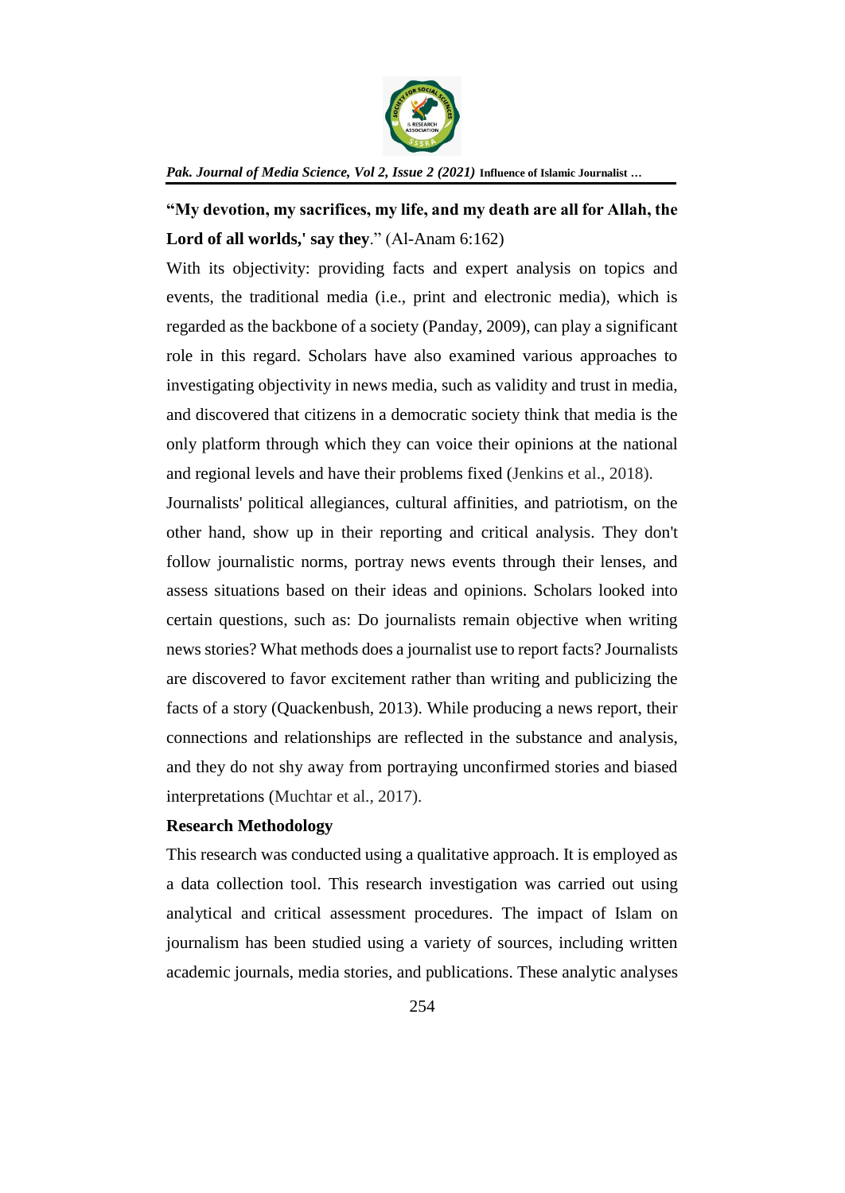**"My devotion, my sacrifices, my life, and my death are all for Allah, the Lord of all worlds,' say they**." (Al-Anam 6:162)

With its objectivity: providing facts and expert analysis on topics and events, the traditional media (i.e., print and electronic media), which is regarded as the backbone of a society (Panday, 2009), can play a significant role in this regard. Scholars have also examined various approaches to investigating objectivity in news media, such as validity and trust in media, and discovered that citizens in a democratic society think that media is the only platform through which they can voice their opinions at the national and regional levels and have their problems fixed (Jenkins et al., 2018).

Journalists' political allegiances, cultural affinities, and patriotism, on the other hand, show up in their reporting and critical analysis. They don't follow journalistic norms, portray news events through their lenses, and assess situations based on their ideas and opinions. Scholars looked into certain questions, such as: Do journalists remain objective when writing news stories? What methods does a journalist use to report facts? Journalists are discovered to favor excitement rather than writing and publicizing the facts of a story (Quackenbush, 2013). While producing a news report, their connections and relationships are reflected in the substance and analysis, and they do not shy away from portraying unconfirmed stories and biased interpretations (Muchtar et al., 2017).

## Research Methodology

This research was conducted using a qualitative approach. It is employed as a data collection tool. This research investigation was carried out using analytical and critical assessment procedures. The impact of Islam on journalism has been studied using a variety of sources, including written academic journals, media stories, and publications. These analytic analyses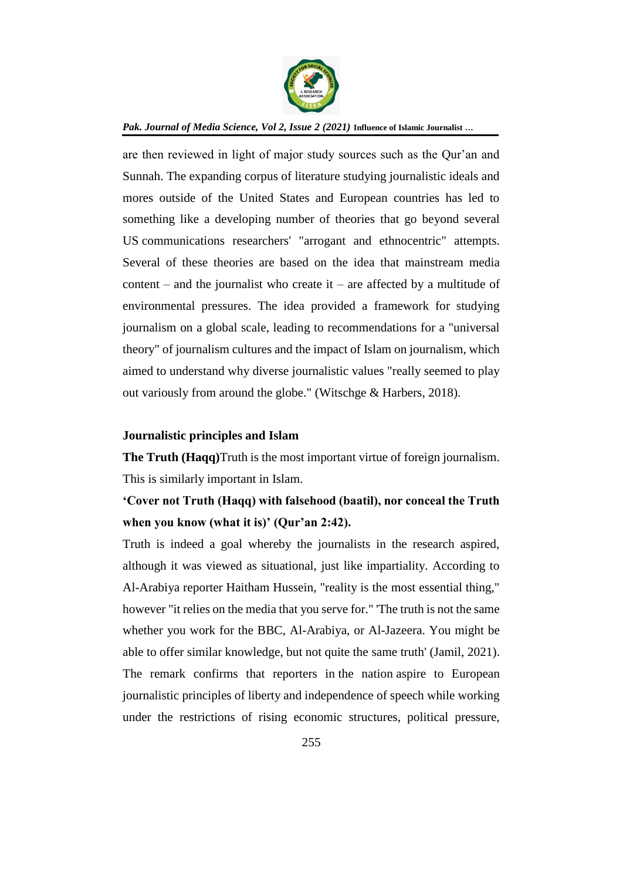are then reviewed in light of major study sources such as the Qur'an and Sunnah. The expanding corpus of literature studying journalistic ideals and mores outside of the United States and European countries has led to something like a developing number of theories that go beyond several US communications researchers' "arrogant and ethnocentric" attempts. Several of these theories are based on the idea that mainstream media content – and the journalist who create it – are affected by a multitude of environmental pressures. The idea provided a framework for studying journalism on a global scale, leading to recommendations for a "universal theory" of journalism cultures and the impact of Islam on journalism, which aimed to understand why diverse journalistic values "really seemed to play out variously from around the globe." (Witschge & Harbers, 2018).

### Journalistic principles and Islam

**The Truth (Haqq)**Truth is the most important virtue of foreign journalism. This is similarly important in Islam.

**'Cover not Truth (Haqq) with falsehood (baatil), nor conceal the Truth when you know (what it is)' (Qur'an 2:42).**

Truth is indeed a goal whereby the journalists in the research aspired, although it was viewed as situational, just like impartiality. According to Al-Arabiya reporter Haitham Hussein, "reality is the most essential thing," however "it relies on the media that you serve for." 'The truth is not the same whether you work for the BBC, Al-Arabiya, or Al-Jazeera. You might be able to offer similar knowledge, but not quite the same truth' (Jamil, 2021). The remark confirms that reporters in the nation aspire to European journalistic principles of liberty and independence of speech while working under the restrictions of rising economic structures, political pressure,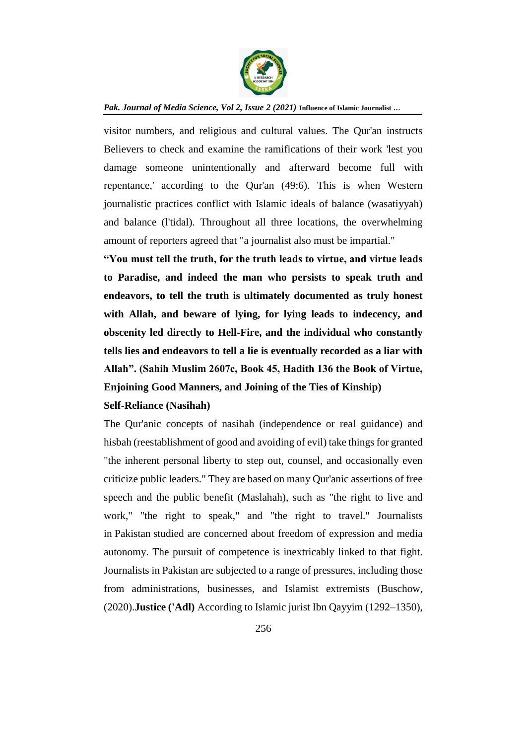visitor numbers, and religious and cultural values. The Qur'an instructs Believers to check and examine the ramifications of their work 'lest you damage someone unintentionally and afterward become full with repentance,' according to the Qur'an (49:6). This is when Western journalistic practices conflict with Islamic ideals of balance (wasatiyyah) and balance (l'tidal). Throughout all three locations, the overwhelming amount of reporters agreed that "a journalist also must be impartial."

**"You must tell the truth, for the truth leads to virtue, and virtue leads to Paradise, and indeed the man who persists to speak truth and endeavors, to tell the truth is ultimately documented as truly honest with Allah, and beware of lying, for lying leads to indecency, and obscenity led directly to Hell-Fire, and the individual who constantly tells lies and endeavors to tell a lie is eventually recorded as a liar with Allah". (Sahih Muslim 2607c, Book 45, Hadith 136 the Book of Virtue, Enjoining Good Manners, and Joining of the Ties of Kinship)**

**Self-Reliance (Nasihah)**

The Qur'anic concepts of nasihah (independence or real guidance) and hisbah (reestablishment of good and avoiding of evil) take things for granted "the inherent personal liberty to step out, counsel, and occasionally even criticize public leaders." They are based on many Qur'anic assertions of free speech and the public benefit (Maslahah), such as "the right to live and work," "the right to speak," and "the right to travel." Journalists in Pakistan studied are concerned about freedom of expression and media autonomy. The pursuit of competence is inextricably linked to that fight. Journalists in Pakistan are subjected to a range of pressures, including those from administrations, businesses, and Islamist extremists (Buschow, (2020).**Justice ('Adl)** According to Islamic jurist Ibn Qayyim (1292–1350),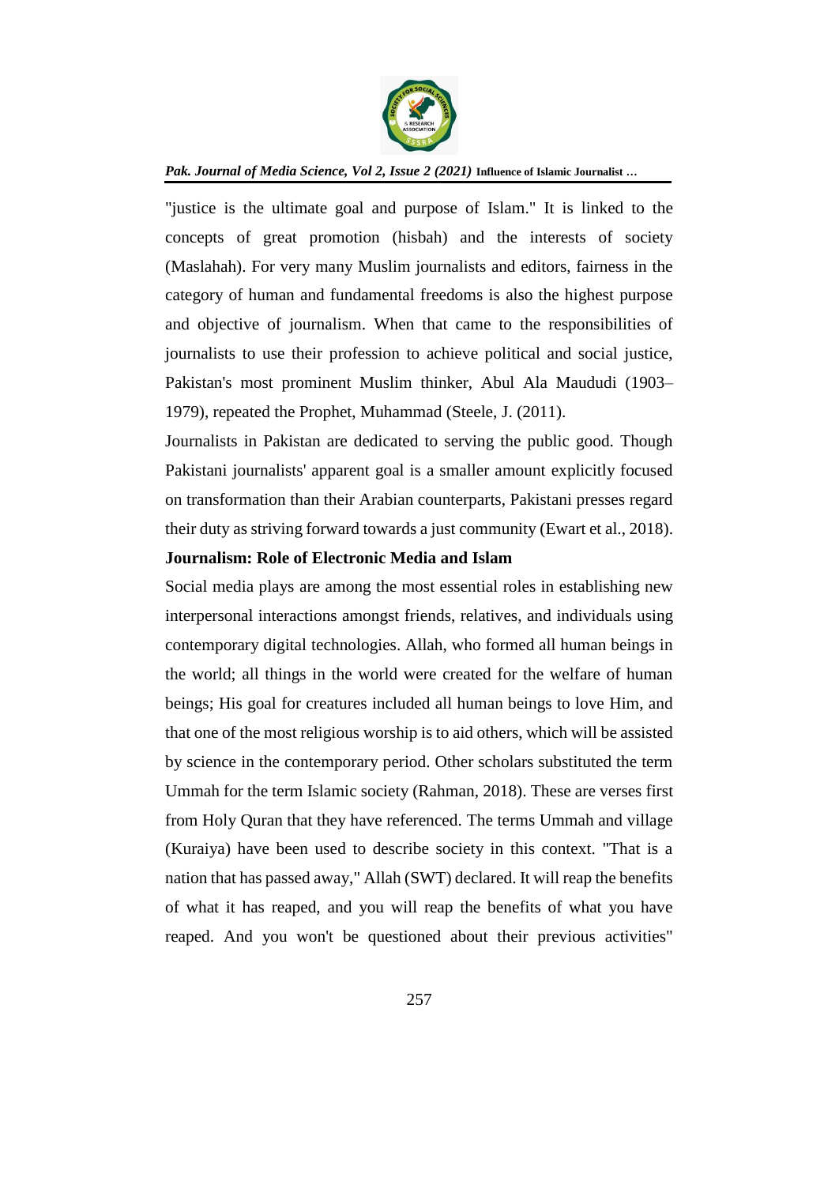"justice is the ultimate goal and purpose of Islam." It is linked to the concepts of great promotion (hisbah) and the interests of society (Maslahah). For very many Muslim journalists and editors, fairness in the category of human and fundamental freedoms is also the highest purpose and objective of journalism. When that came to the responsibilities of journalists to use their profession to achieve political and social justice, Pakistan's most prominent Muslim thinker, Abul Ala Maududi (1903–1979), repeated the Prophet, Muhammad (Steele, J. (2011).

Journalists in Pakistan are dedicated to serving the public good. Though Pakistani journalists' apparent goal is a smaller amount explicitly focused on transformation than their Arabian counterparts, Pakistani presses regard their duty as striving forward towards a just community (Ewart et al., 2018).

**Journalism: Role of Electronic Media and Islam**

Social media plays are among the most essential roles in establishing new interpersonal interactions amongst friends, relatives, and individuals using contemporary digital technologies. Allah, who formed all human beings in the world; all things in the world were created for the welfare of human beings; His goal for creatures included all human beings to love Him, and that one of the most religious worship is to aid others, which will be assisted by science in the contemporary period. Other scholars substituted the term Ummah for the term Islamic society (Rahman, 2018). These are verses first from Holy Quran that they have referenced. The terms Ummah and village (Kuraiya) have been used to describe society in this context. "That is a nation that has passed away," Allah (SWT) declared. It will reap the benefits of what it has reaped, and you will reap the benefits of what you have reaped. And you won't be questioned about their previous activities"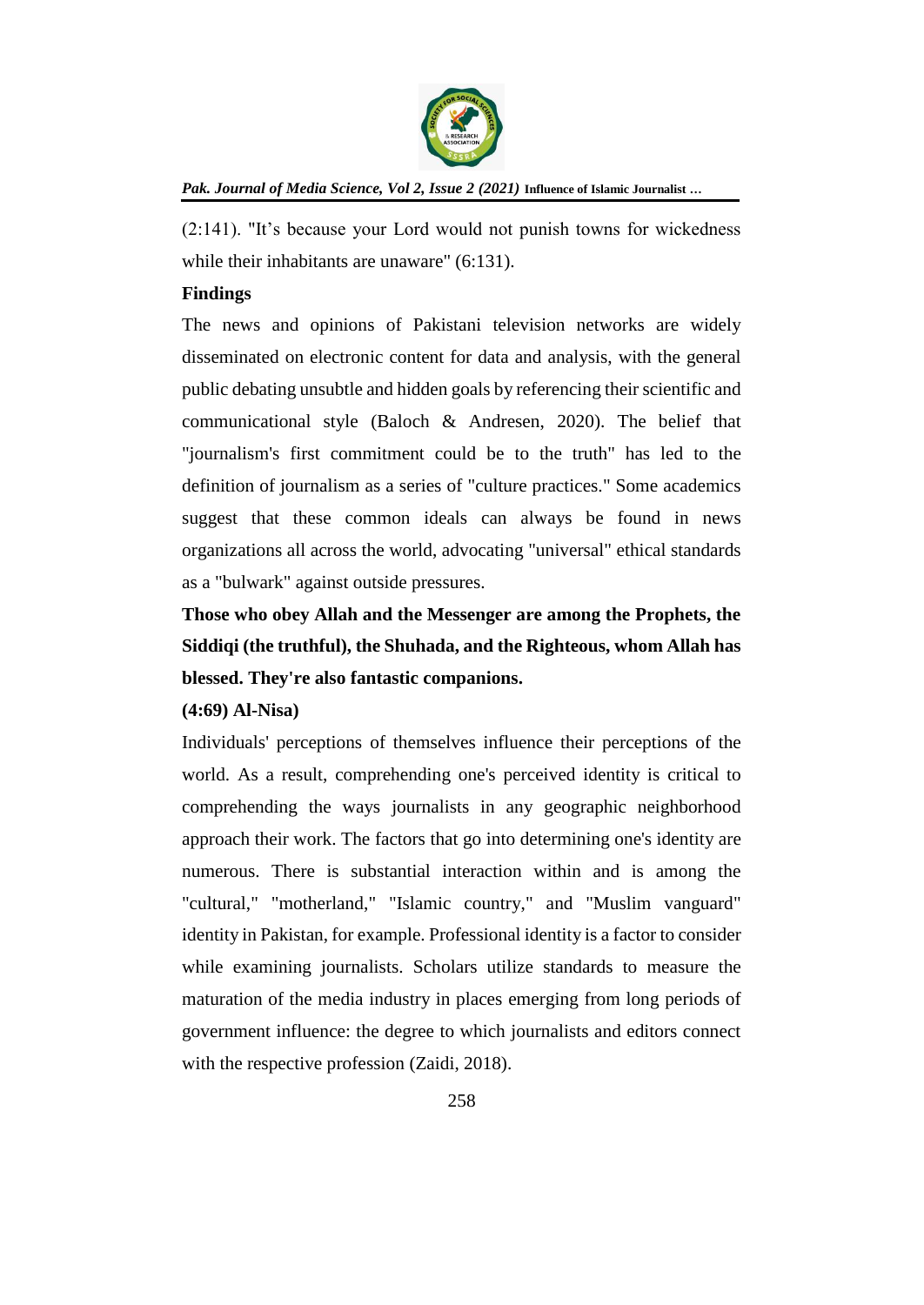(2:141). "It's because your Lord would not punish towns for wickedness while their inhabitants are unaware" (6:131).

**Findings**

The news and opinions of Pakistani television networks are widely disseminated on electronic content for data and analysis, with the general public debating unsubtle and hidden goals by referencing their scientific and communicational style (Baloch & Andresen, 2020). The belief that "journalism's first commitment could be to the truth" has led to the definition of journalism as a series of "culture practices." Some academics suggest that these common ideals can always be found in news organizations all across the world, advocating "universal" ethical standards as a "bulwark" against outside pressures.

**Those who obey Allah and the Messenger are among the Prophets, the Siddiqi (the truthful), the Shuhada, and the Righteous, whom Allah has blessed. They're also fantastic companions.**

**(4:69) Al-Nisa)**

Individuals' perceptions of themselves influence their perceptions of the world. As a result, comprehending one's perceived identity is critical to comprehending the ways journalists in any geographic neighborhood approach their work. The factors that go into determining one's identity are numerous. There is substantial interaction within and is among the "cultural," "motherland," "Islamic country," and "Muslim vanguard" identity in Pakistan, for example. Professional identity is a factor to consider while examining journalists. Scholars utilize standards to measure the maturation of the media industry in places emerging from long periods of government influence: the degree to which journalists and editors connect with the respective profession (Zaidi, 2018).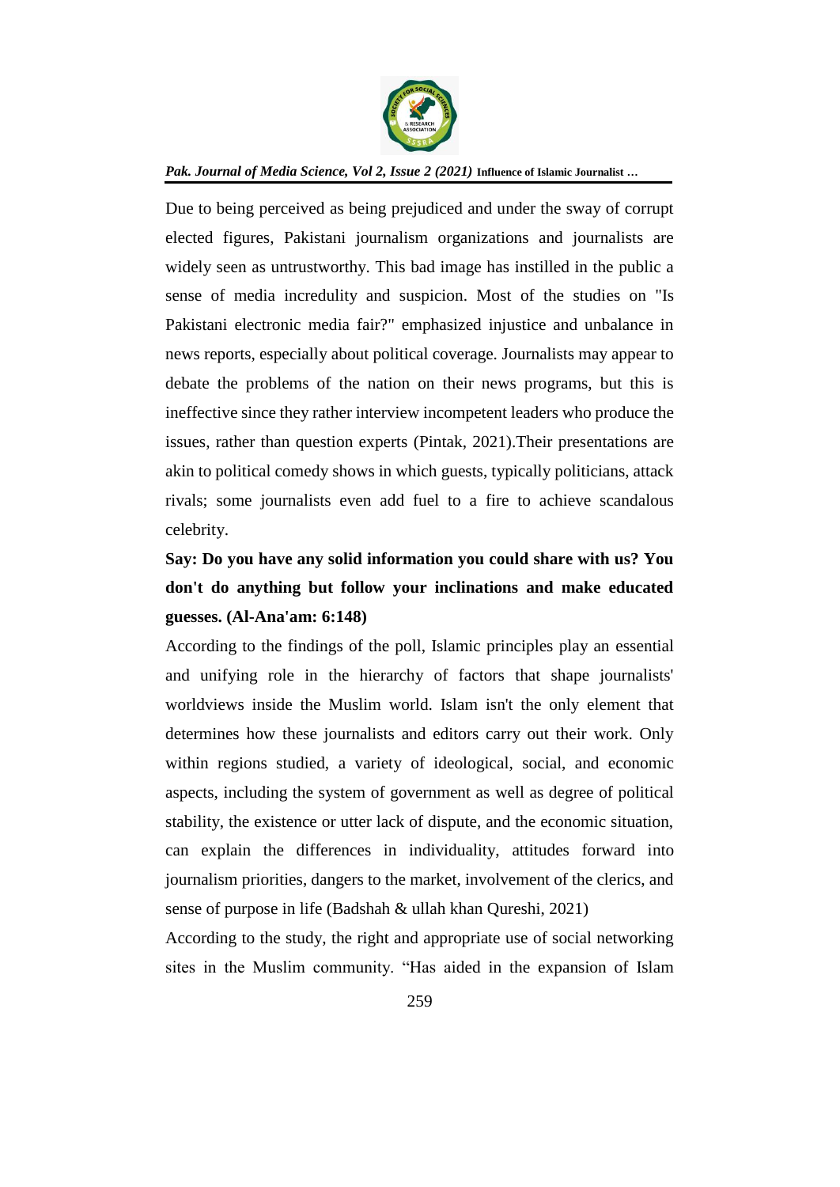Due to being perceived as being prejudiced and under the sway of corrupt elected figures, Pakistani journalism organizations and journalists are widely seen as untrustworthy. This bad image has instilled in the public a sense of media incredulity and suspicion. Most of the studies on "Is Pakistani electronic media fair?" emphasized injustice and unbalance in news reports, especially about political coverage. Journalists may appear to debate the problems of the nation on their news programs, but this is ineffective since they rather interview incompetent leaders who produce the issues, rather than question experts (Pintak, 2021).Their presentations are akin to political comedy shows in which guests, typically politicians, attack rivals; some journalists even add fuel to a fire to achieve scandalous celebrity.

**Say: Do you have any solid information you could share with us? You don't do anything but follow your inclinations and make educated guesses. (Al-Ana'am: 6:148)**

According to the findings of the poll, Islamic principles play an essential and unifying role in the hierarchy of factors that shape journalists' worldviews inside the Muslim world. Islam isn't the only element that determines how these journalists and editors carry out their work. Only within regions studied, a variety of ideological, social, and economic aspects, including the system of government as well as degree of political stability, the existence or utter lack of dispute, and the economic situation, can explain the differences in individuality, attitudes forward into journalism priorities, dangers to the market, involvement of the clerics, and sense of purpose in life (Badshah & ullah khan Qureshi, 2021)

According to the study, the right and appropriate use of social networking sites in the Muslim community. "Has aided in the expansion of Islam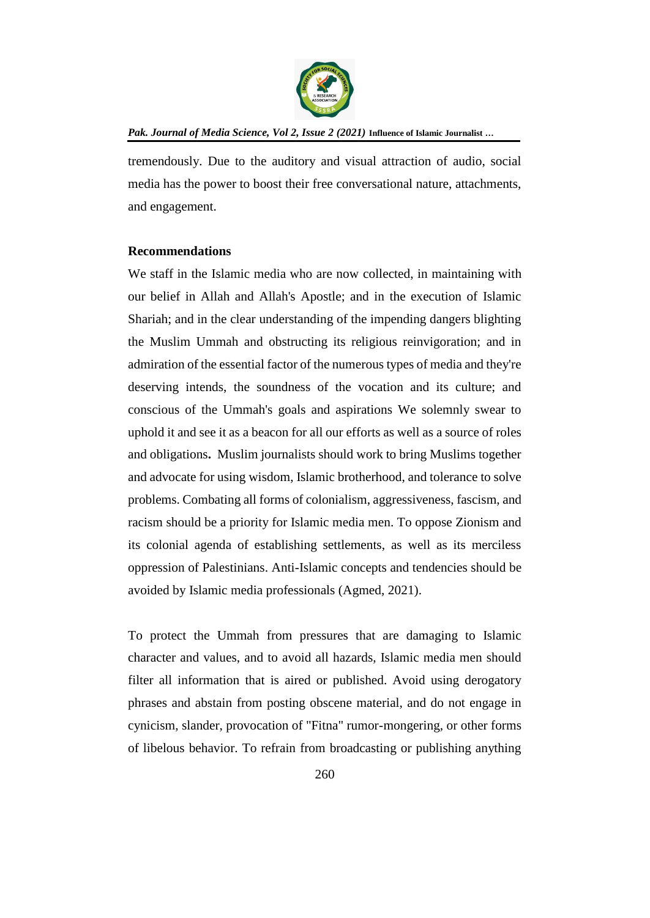tremendously. Due to the auditory and visual attraction of audio, social media has the power to boost their free conversational nature, attachments, and engagement.

**Recommendations**

We staff in the Islamic media who are now collected, in maintaining with our belief in Allah and Allah's Apostle; and in the execution of Islamic Shariah; and in the clear understanding of the impending dangers blighting the Muslim Ummah and obstructing its religious reinvigoration; and in admiration of the essential factor of the numerous types of media and they're deserving intends, the soundness of the vocation and its culture; and conscious of the Ummah's goals and aspirations We solemnly swear to uphold it and see it as a beacon for all our efforts as well as a source of roles and obligations**.** Muslim journalists should work to bring Muslims together and advocate for using wisdom, Islamic brotherhood, and tolerance to solve problems. Combating all forms of colonialism, aggressiveness, fascism, and racism should be a priority for Islamic media men. To oppose Zionism and its colonial agenda of establishing settlements, as well as its merciless oppression of Palestinians. Anti-Islamic concepts and tendencies should be avoided by Islamic media professionals (Agmed, 2021).

To protect the Ummah from pressures that are damaging to Islamic character and values, and to avoid all hazards, Islamic media men should filter all information that is aired or published. Avoid using derogatory phrases and abstain from posting obscene material, and do not engage in cynicism, slander, provocation of "Fitna" rumor-mongering, or other forms of libelous behavior. To refrain from broadcasting or publishing anything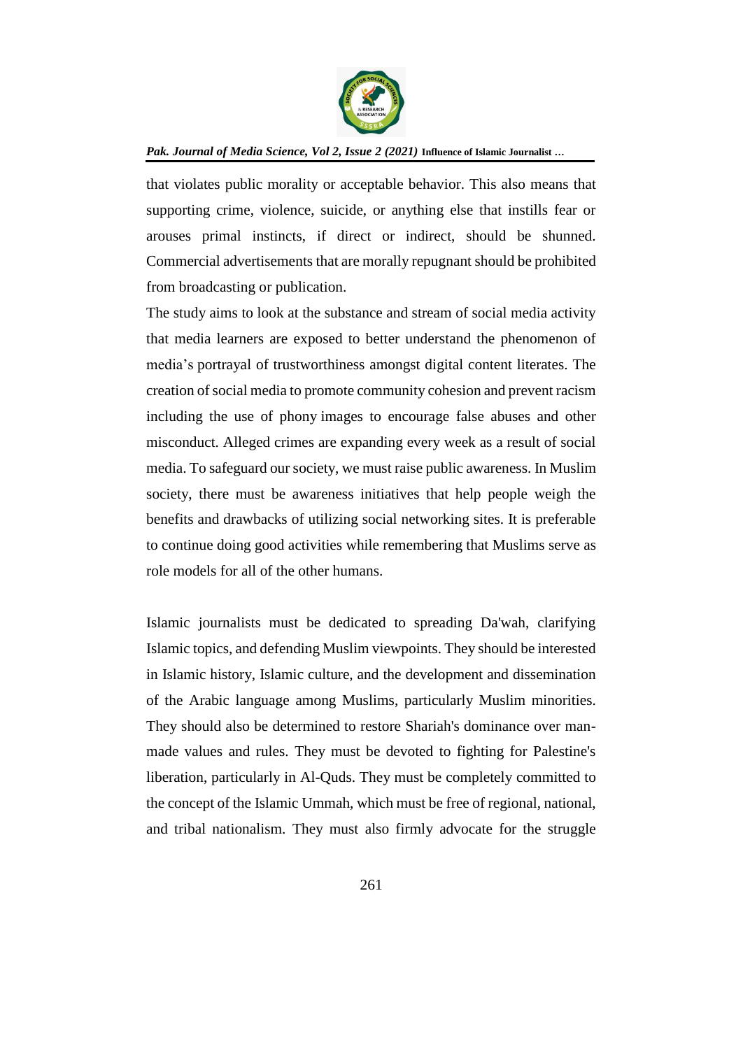that violates public morality or acceptable behavior. This also means that supporting crime, violence, suicide, or anything else that instills fear or arouses primal instincts, if direct or indirect, should be shunned. Commercial advertisements that are morally repugnant should be prohibited from broadcasting or publication.

The study aims to look at the substance and stream of social media activity that media learners are exposed to better understand the phenomenon of media's portrayal of trustworthiness amongst digital content literates. The creation of social media to promote community cohesion and prevent racism including the use of phony images to encourage false abuses and other misconduct. Alleged crimes are expanding every week as a result of social media. To safeguard our society, we must raise public awareness. In Muslim society, there must be awareness initiatives that help people weigh the benefits and drawbacks of utilizing social networking sites. It is preferable to continue doing good activities while remembering that Muslims serve as role models for all of the other humans.

Islamic journalists must be dedicated to spreading Da'wah, clarifying Islamic topics, and defending Muslim viewpoints. They should be interested in Islamic history, Islamic culture, and the development and dissemination of the Arabic language among Muslims, particularly Muslim minorities. They should also be determined to restore Shariah's dominance over man-made values and rules. They must be devoted to fighting for Palestine's liberation, particularly in Al-Quds. They must be completely committed to the concept of the Islamic Ummah, which must be free of regional, national, and tribal nationalism. They must also firmly advocate for the struggle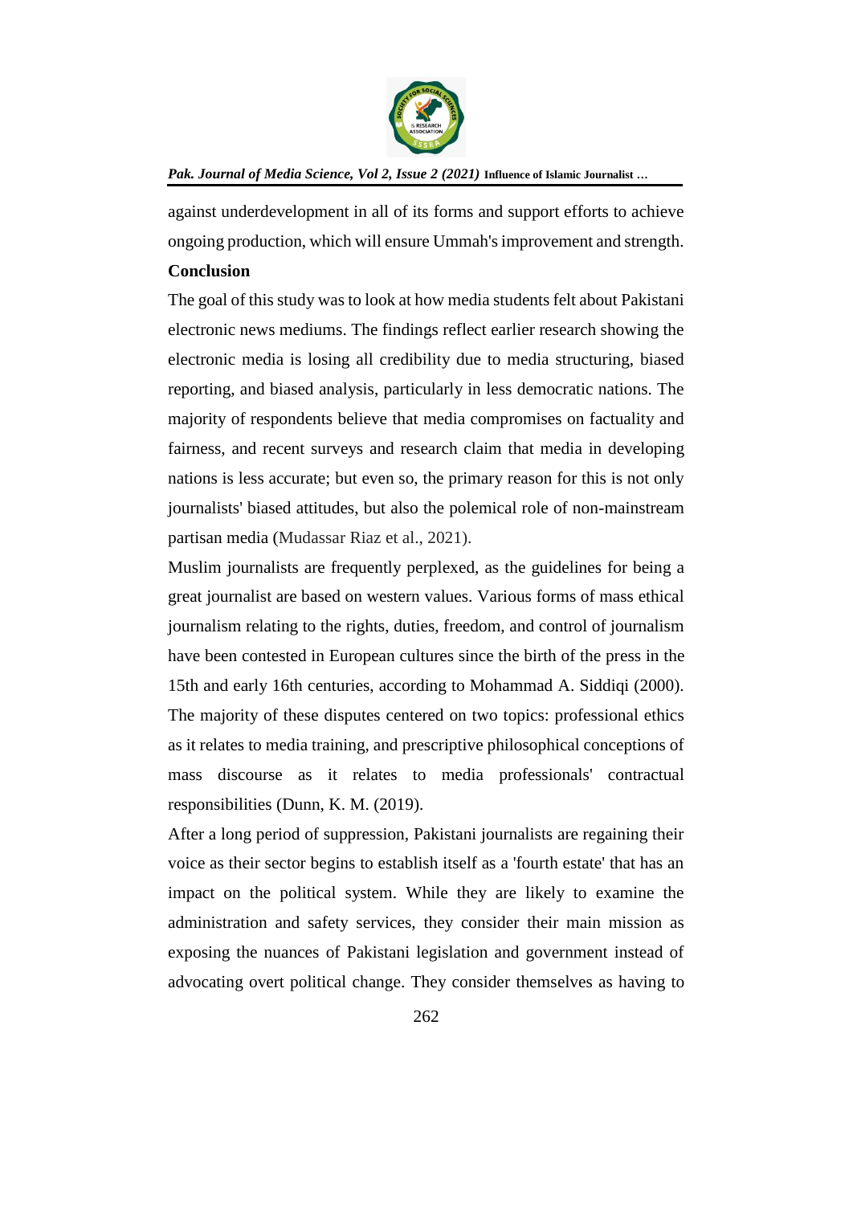against underdevelopment in all of its forms and support efforts to achieve ongoing production, which will ensure Ummah's improvement and strength.

## Conclusion

The goal of this study was to look at how media students felt about Pakistani electronic news mediums. The findings reflect earlier research showing the electronic media is losing all credibility due to media structuring, biased reporting, and biased analysis, particularly in less democratic nations. The majority of respondents believe that media compromises on factuality and fairness, and recent surveys and research claim that media in developing nations is less accurate; but even so, the primary reason for this is not only journalists' biased attitudes, but also the polemical role of non-mainstream partisan media (Mudassar Riaz et al., 2021).

Muslim journalists are frequently perplexed, as the guidelines for being a great journalist are based on western values. Various forms of mass ethical journalism relating to the rights, duties, freedom, and control of journalism have been contested in European cultures since the birth of the press in the 15th and early 16th centuries, according to Mohammad A. Siddiqi (2000). The majority of these disputes centered on two topics: professional ethics as it relates to media training, and prescriptive philosophical conceptions of mass discourse as it relates to media professionals' contractual responsibilities (Dunn, K. M. (2019).

After a long period of suppression, Pakistani journalists are regaining their voice as their sector begins to establish itself as a 'fourth estate' that has an impact on the political system. While they are likely to examine the administration and safety services, they consider their main mission as exposing the nuances of Pakistani legislation and government instead of advocating overt political change. They consider themselves as having to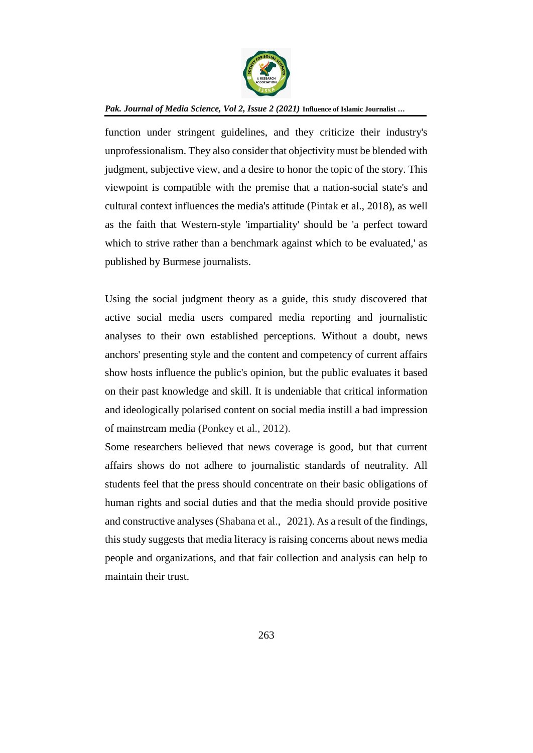function under stringent guidelines, and they criticize their industry's unprofessionalism. They also consider that objectivity must be blended with judgment, subjective view, and a desire to honor the topic of the story. This viewpoint is compatible with the premise that a nation-social state's and cultural context influences the media's attitude (Pintak et al., 2018), as well as the faith that Western-style 'impartiality' should be 'a perfect toward which to strive rather than a benchmark against which to be evaluated,' as published by Burmese journalists.

Using the social judgment theory as a guide, this study discovered that active social media users compared media reporting and journalistic analyses to their own established perceptions. Without a doubt, news anchors' presenting style and the content and competency of current affairs show hosts influence the public's opinion, but the public evaluates it based on their past knowledge and skill. It is undeniable that critical information and ideologically polarised content on social media instill a bad impression of mainstream media (Ponkey et al., 2012).

Some researchers believed that news coverage is good, but that current affairs shows do not adhere to journalistic standards of neutrality. All students feel that the press should concentrate on their basic obligations of human rights and social duties and that the media should provide positive and constructive analyses (Shabana et al., 2021). As a result of the findings, this study suggests that media literacy is raising concerns about news media people and organizations, and that fair collection and analysis can help to maintain their trust.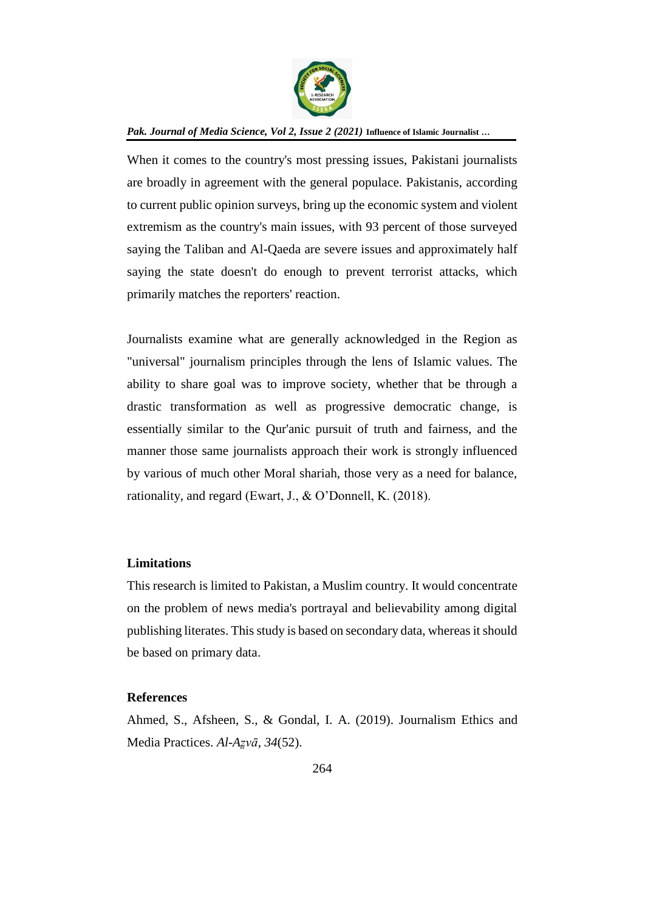When it comes to the country's most pressing issues, Pakistani journalists are broadly in agreement with the general populace. Pakistanis, according to current public opinion surveys, bring up the economic system and violent extremism as the country's main issues, with 93 percent of those surveyed saying the Taliban and Al-Qaeda are severe issues and approximately half saying the state doesn't do enough to prevent terrorist attacks, which primarily matches the reporters' reaction.

Journalists examine what are generally acknowledged in the Region as "universal" journalism principles through the lens of Islamic values. The ability to share goal was to improve society, whether that be through a drastic transformation as well as progressive democratic change, is essentially similar to the Qur'anic pursuit of truth and fairness, and the manner those same journalists approach their work is strongly influenced by various of much other Moral shariah, those very as a need for balance, rationality, and regard (Ewart, J., & O'Donnell, K. (2018).

## Limitations

This research is limited to Pakistan, a Muslim country. It would concentrate on the problem of news media's portrayal and believability among digital publishing literates. This study is based on secondary data, whereas it should be based on primary data.

## References

Ahmed, S., Afsheen, S., & Gondal, I. A. (2019). Journalism Ethics and Media Practices. *Al-Aẕvā*, *34*(52).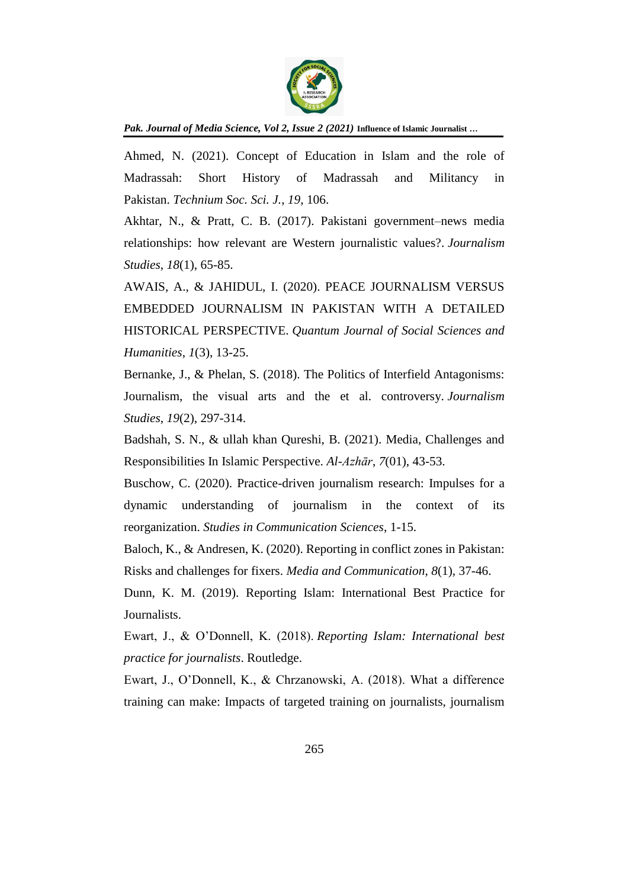Ahmed, N. (2021). Concept of Education in Islam and the role of Madrassah: Short History of Madrassah and Militancy in Pakistan. *Technium Soc. Sci. J.*, *19*, 106.

Akhtar, N., & Pratt, C. B. (2017). Pakistani government–news media relationships: how relevant are Western journalistic values?. *Journalism Studies*, *18*(1), 65-85.

AWAIS, A., & JAHIDUL, I. (2020). PEACE JOURNALISM VERSUS EMBEDDED JOURNALISM IN PAKISTAN WITH A DETAILED HISTORICAL PERSPECTIVE. *Quantum Journal of Social Sciences and Humanities*, *1*(3), 13-25.

Bernanke, J., & Phelan, S. (2018). The Politics of Interfield Antagonisms: Journalism, the visual arts and the et al. controversy. *Journalism Studies*, *19*(2), 297-314.

Badshah, S. N., & ullah khan Qureshi, B. (2021). Media, Challenges and Responsibilities In Islamic Perspective. *Al-Azhār*, *7*(01), 43-53.

Buschow, C. (2020). Practice-driven journalism research: Impulses for a dynamic understanding of journalism in the context of its reorganization. *Studies in Communication Sciences*, 1-15.

Baloch, K., & Andresen, K. (2020). Reporting in conflict zones in Pakistan: Risks and challenges for fixers. *Media and Communication*, *8*(1), 37-46.

Dunn, K. M. (2019). Reporting Islam: International Best Practice for Journalists.

Ewart, J., & O'Donnell, K. (2018). *Reporting Islam: International best practice for journalists*. Routledge.

Ewart, J., O'Donnell, K., & Chrzanowski, A. (2018). What a difference training can make: Impacts of targeted training on journalists, journalism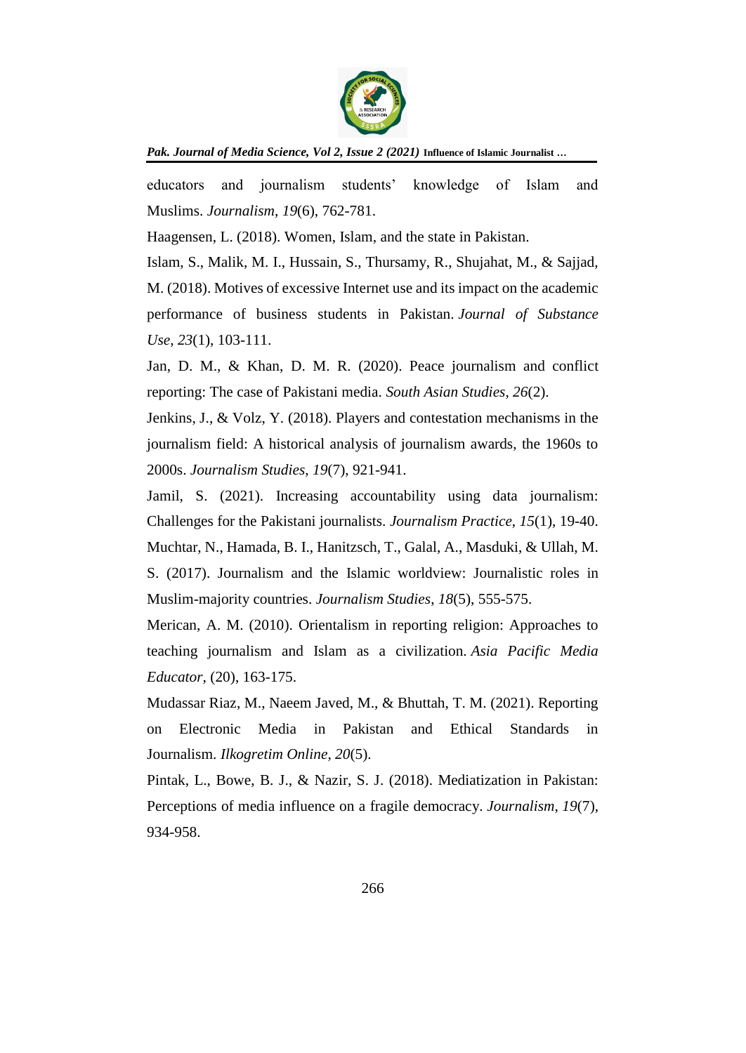educators and journalism students' knowledge of Islam and Muslims. *Journalism*, *19*(6), 762-781.

Haagensen, L. (2018). Women, Islam, and the state in Pakistan.

Islam, S., Malik, M. I., Hussain, S., Thursamy, R., Shujahat, M., & Sajjad, M. (2018). Motives of excessive Internet use and its impact on the academic performance of business students in Pakistan. *Journal of Substance Use*, *23*(1), 103-111.

Jan, D. M., & Khan, D. M. R. (2020). Peace journalism and conflict reporting: The case of Pakistani media. *South Asian Studies*, *26*(2).

Jenkins, J., & Volz, Y. (2018). Players and contestation mechanisms in the journalism field: A historical analysis of journalism awards, the 1960s to 2000s. *Journalism Studies*, *19*(7), 921-941.

Jamil, S. (2021). Increasing accountability using data journalism: Challenges for the Pakistani journalists. *Journalism Practice*, *15*(1), 19-40.

Muchtar, N., Hamada, B. I., Hanitzsch, T., Galal, A., Masduki, & Ullah, M. S. (2017). Journalism and the Islamic worldview: Journalistic roles in Muslim-majority countries. *Journalism Studies*, *18*(5), 555-575.

Merican, A. M. (2010). Orientalism in reporting religion: Approaches to teaching journalism and Islam as a civilization. *Asia Pacific Media Educator*, (20), 163-175.

Mudassar Riaz, M., Naeem Javed, M., & Bhuttah, T. M. (2021). Reporting on Electronic Media in Pakistan and Ethical Standards in Journalism. *Ilkogretim Online*, *20*(5).

Pintak, L., Bowe, B. J., & Nazir, S. J. (2018). Mediatization in Pakistan: Perceptions of media influence on a fragile democracy. *Journalism*, *19*(7), 934-958.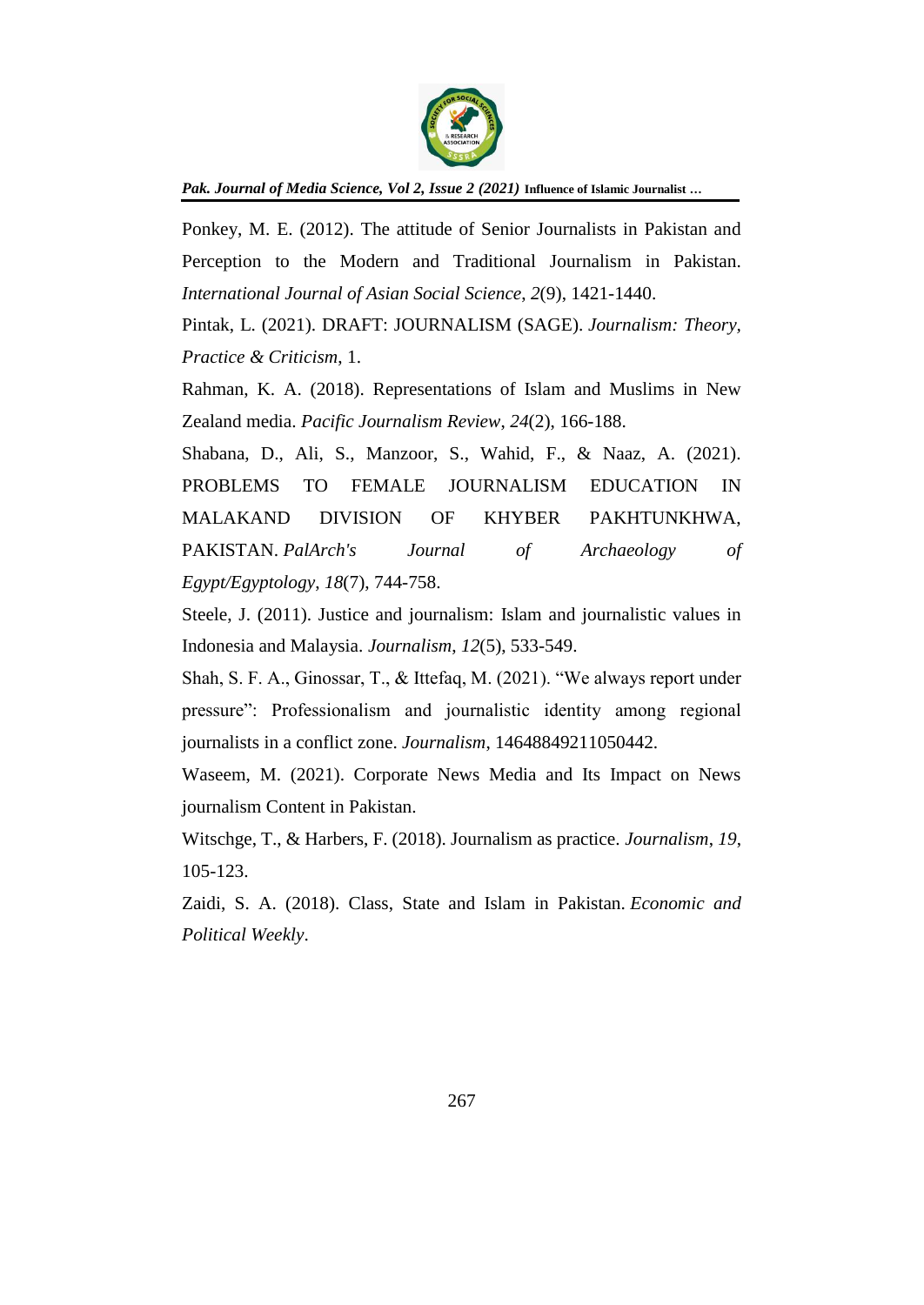Ponkey, M. E. (2012). The attitude of Senior Journalists in Pakistan and Perception to the Modern and Traditional Journalism in Pakistan. *International Journal of Asian Social Science*, *2*(9), 1421-1440.

Pintak, L. (2021). DRAFT: JOURNALISM (SAGE). *Journalism: Theory, Practice & Criticism*, 1.

Rahman, K. A. (2018). Representations of Islam and Muslims in New Zealand media. *Pacific Journalism Review*, *24*(2), 166-188.

Shabana, D., Ali, S., Manzoor, S., Wahid, F., & Naaz, A. (2021). PROBLEMS TO FEMALE JOURNALISM EDUCATION IN MALAKAND DIVISION OF KHYBER PAKHTUNKHWA, PAKISTAN. *PalArch's Journal of Archaeology of Egypt/Egyptology*, *18*(7), 744-758.

Steele, J. (2011). Justice and journalism: Islam and journalistic values in Indonesia and Malaysia. *Journalism*, *12*(5), 533-549.

Shah, S. F. A., Ginossar, T., & Ittefaq, M. (2021). "We always report under pressure": Professionalism and journalistic identity among regional journalists in a conflict zone. *Journalism*, 14648849211050442.

Waseem, M. (2021). Corporate News Media and Its Impact on News journalism Content in Pakistan.

Witschge, T., & Harbers, F. (2018). Journalism as practice. *Journalism*, *19*, 105-123.

Zaidi, S. A. (2018). Class, State and Islam in Pakistan. *Economic and Political Weekly*.